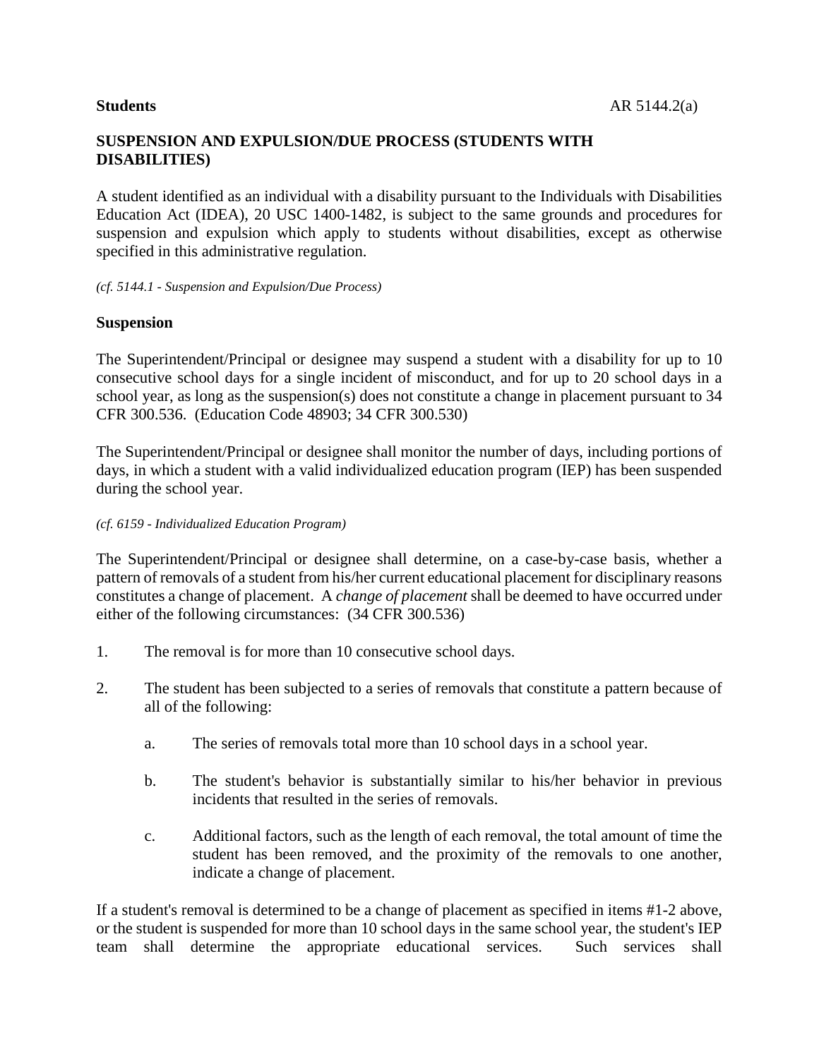**Students** AR 5144.2(a)

## SUSPENSION AND EXPULSION/DUE PROCESS (STUDENTS WITH DISABILITIES)

A student identified as an individual with a disability pursuant to the Individuals with Disabilities Education Act (IDEA), 20 USC 1400-1482, is subject to the same grounds and procedures for suspension and expulsion which apply to students without disabilities, except as otherwise specified in this administrative regulation.

*(cf. 5144.1 - Suspension and Expulsion/Due Process)*

### Suspension

The Superintendent/Principal or designee may suspend a student with a disability for up to 10 consecutive school days for a single incident of misconduct, and for up to 20 school days in a school year, as long as the suspension(s) does not constitute a change in placement pursuant to 34 CFR 300.536. (Education Code 48903; 34 CFR 300.530)

The Superintendent/Principal or designee shall monitor the number of days, including portions of days, in which a student with a valid individualized education program (IEP) has been suspended during the school year.

*(cf. 6159 - Individualized Education Program)*

The Superintendent/Principal or designee shall determine, on a case-by-case basis, whether a pattern of removals of a student from his/her current educational placement for disciplinary reasons constitutes a change of placement. A *change of placement* shall be deemed to have occurred under either of the following circumstances: (34 CFR 300.536)

1. The removal is for more than 10 consecutive school days.

2. The student has been subjected to a series of removals that constitute a pattern because of all of the following:

    a. The series of removals total more than 10 school days in a school year.

    b. The student's behavior is substantially similar to his/her behavior in previous incidents that resulted in the series of removals.

    c. Additional factors, such as the length of each removal, the total amount of time the student has been removed, and the proximity of the removals to one another, indicate a change of placement.

If a student's removal is determined to be a change of placement as specified in items #1-2 above, or the student is suspended for more than 10 school days in the same school year, the student's IEP team shall determine the appropriate educational services. Such services shall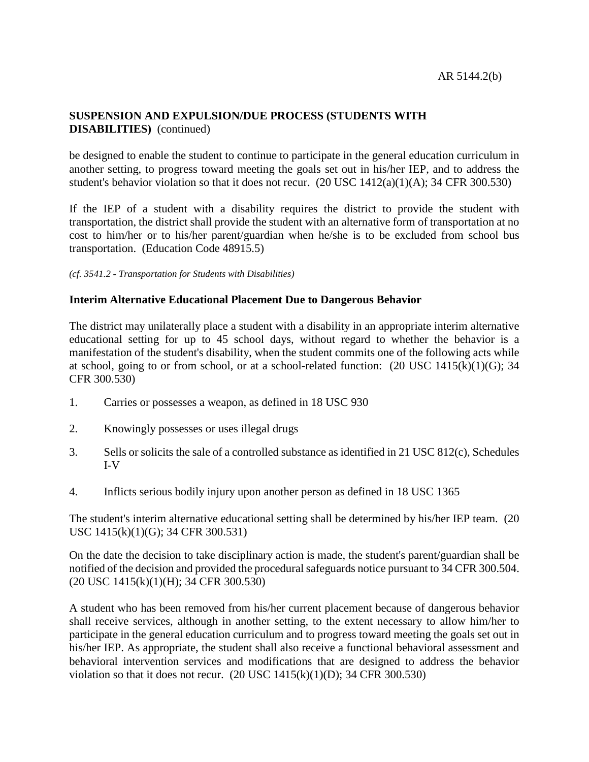## SUSPENSION AND EXPULSION/DUE PROCESS (STUDENTS WITH DISABILITIES) (continued)

be designed to enable the student to continue to participate in the general education curriculum in another setting, to progress toward meeting the goals set out in his/her IEP, and to address the student's behavior violation so that it does not recur. (20 USC 1412(a)(1)(A); 34 CFR 300.530)

If the IEP of a student with a disability requires the district to provide the student with transportation, the district shall provide the student with an alternative form of transportation at no cost to him/her or to his/her parent/guardian when he/she is to be excluded from school bus transportation. (Education Code 48915.5)

*(cf. 3541.2 - Transportation for Students with Disabilities)*

### Interim Alternative Educational Placement Due to Dangerous Behavior

The district may unilaterally place a student with a disability in an appropriate interim alternative educational setting for up to 45 school days, without regard to whether the behavior is a manifestation of the student's disability, when the student commits one of the following acts while at school, going to or from school, or at a school-related function: (20 USC 1415(k)(1)(G); 34 CFR 300.530)

1. Carries or possesses a weapon, as defined in 18 USC 930
2. Knowingly possesses or uses illegal drugs
3. Sells or solicits the sale of a controlled substance as identified in 21 USC 812(c), Schedules I-V
4. Inflicts serious bodily injury upon another person as defined in 18 USC 1365

The student's interim alternative educational setting shall be determined by his/her IEP team. (20 USC 1415(k)(1)(G); 34 CFR 300.531)

On the date the decision to take disciplinary action is made, the student's parent/guardian shall be notified of the decision and provided the procedural safeguards notice pursuant to 34 CFR 300.504. (20 USC 1415(k)(1)(H); 34 CFR 300.530)

A student who has been removed from his/her current placement because of dangerous behavior shall receive services, although in another setting, to the extent necessary to allow him/her to participate in the general education curriculum and to progress toward meeting the goals set out in his/her IEP. As appropriate, the student shall also receive a functional behavioral assessment and behavioral intervention services and modifications that are designed to address the behavior violation so that it does not recur. (20 USC 1415(k)(1)(D); 34 CFR 300.530)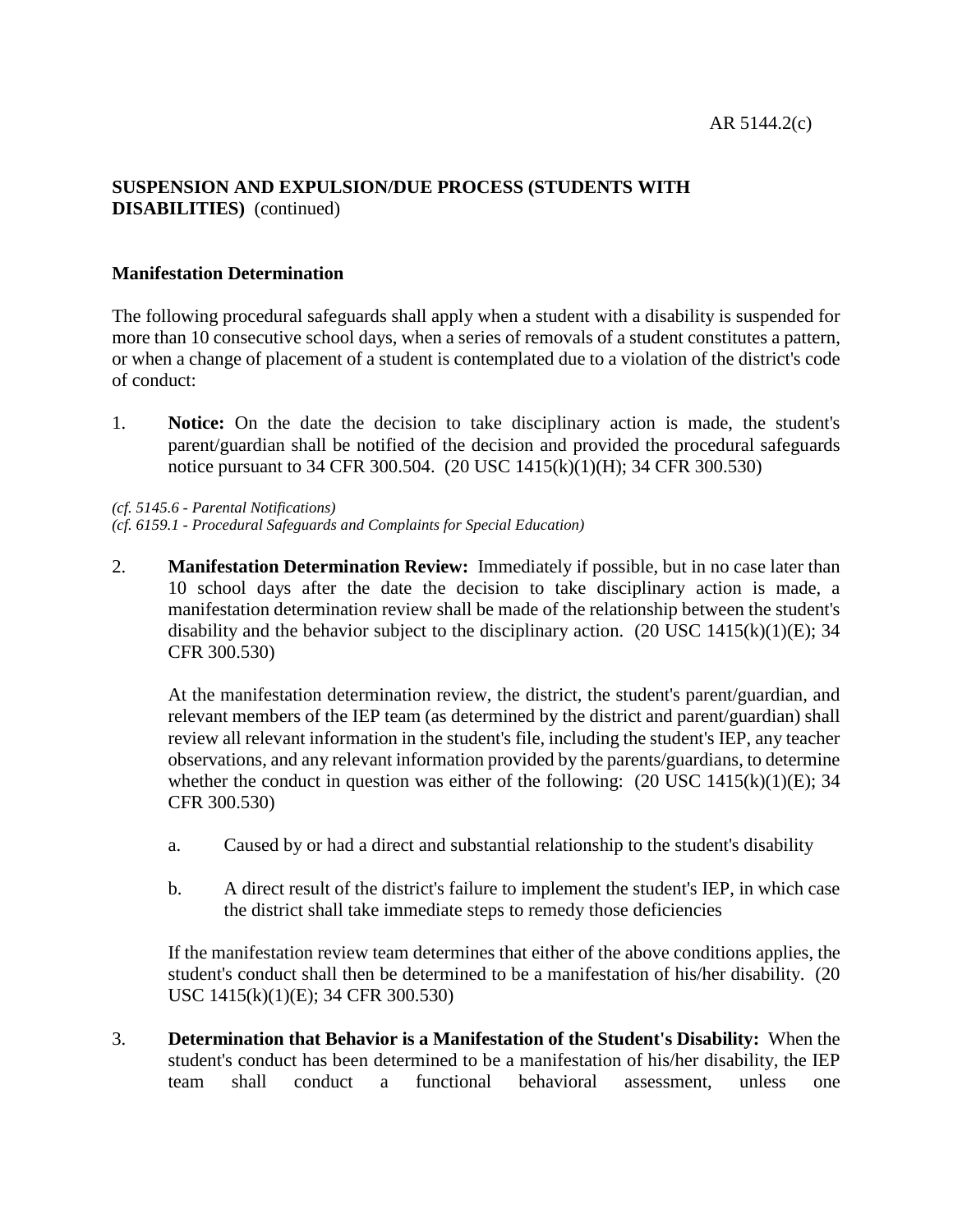**SUSPENSION AND EXPULSION/DUE PROCESS (STUDENTS WITH DISABILITIES)** (continued)

**Manifestation Determination**

The following procedural safeguards shall apply when a student with a disability is suspended for more than 10 consecutive school days, when a series of removals of a student constitutes a pattern, or when a change of placement of a student is contemplated due to a violation of the district's code of conduct:

1. **Notice:** On the date the decision to take disciplinary action is made, the student's parent/guardian shall be notified of the decision and provided the procedural safeguards notice pursuant to 34 CFR 300.504. (20 USC 1415(k)(1)(H); 34 CFR 300.530)

*(cf. 5145.6 - Parental Notifications)*
*(cf. 6159.1 - Procedural Safeguards and Complaints for Special Education)*

2. **Manifestation Determination Review:** Immediately if possible, but in no case later than 10 school days after the date the decision to take disciplinary action is made, a manifestation determination review shall be made of the relationship between the student's disability and the behavior subject to the disciplinary action. (20 USC 1415(k)(1)(E); 34 CFR 300.530)

   At the manifestation determination review, the district, the student's parent/guardian, and relevant members of the IEP team (as determined by the district and parent/guardian) shall review all relevant information in the student's file, including the student's IEP, any teacher observations, and any relevant information provided by the parents/guardians, to determine whether the conduct in question was either of the following: (20 USC 1415(k)(1)(E); 34 CFR 300.530)

   a. Caused by or had a direct and substantial relationship to the student's disability

   b. A direct result of the district's failure to implement the student's IEP, in which case the district shall take immediate steps to remedy those deficiencies

   If the manifestation review team determines that either of the above conditions applies, the student's conduct shall then be determined to be a manifestation of his/her disability. (20 USC 1415(k)(1)(E); 34 CFR 300.530)

3. **Determination that Behavior is a Manifestation of the Student's Disability:** When the student's conduct has been determined to be a manifestation of his/her disability, the IEP team shall conduct a functional behavioral assessment, unless one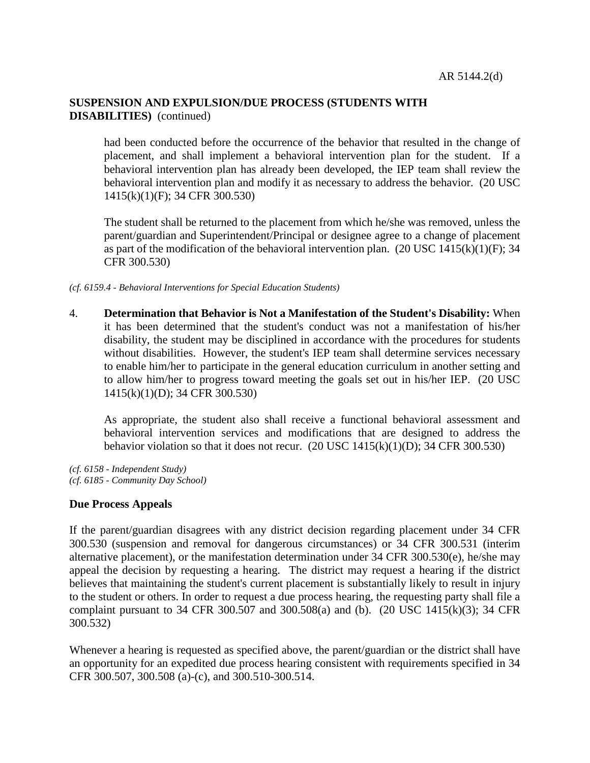had been conducted before the occurrence of the behavior that resulted in the change of placement, and shall implement a behavioral intervention plan for the student. If a behavioral intervention plan has already been developed, the IEP team shall review the behavioral intervention plan and modify it as necessary to address the behavior. (20 USC 1415(k)(1)(F); 34 CFR 300.530)

The student shall be returned to the placement from which he/she was removed, unless the parent/guardian and Superintendent/Principal or designee agree to a change of placement as part of the modification of the behavioral intervention plan. (20 USC 1415(k)(1)(F); 34 CFR 300.530)

*(cf. 6159.4 - Behavioral Interventions for Special Education Students)*

4. **Determination that Behavior is Not a Manifestation of the Student's Disability:** When it has been determined that the student's conduct was not a manifestation of his/her disability, the student may be disciplined in accordance with the procedures for students without disabilities. However, the student's IEP team shall determine services necessary to enable him/her to participate in the general education curriculum in another setting and to allow him/her to progress toward meeting the goals set out in his/her IEP. (20 USC 1415(k)(1)(D); 34 CFR 300.530)

   As appropriate, the student also shall receive a functional behavioral assessment and behavioral intervention services and modifications that are designed to address the behavior violation so that it does not recur. (20 USC 1415(k)(1)(D); 34 CFR 300.530)

*(cf. 6158 - Independent Study)*
*(cf. 6185 - Community Day School)*

**Due Process Appeals**

If the parent/guardian disagrees with any district decision regarding placement under 34 CFR 300.530 (suspension and removal for dangerous circumstances) or 34 CFR 300.531 (interim alternative placement), or the manifestation determination under 34 CFR 300.530(e), he/she may appeal the decision by requesting a hearing. The district may request a hearing if the district believes that maintaining the student's current placement is substantially likely to result in injury to the student or others. In order to request a due process hearing, the requesting party shall file a complaint pursuant to 34 CFR 300.507 and 300.508(a) and (b). (20 USC 1415(k)(3); 34 CFR 300.532)

Whenever a hearing is requested as specified above, the parent/guardian or the district shall have an opportunity for an expedited due process hearing consistent with requirements specified in 34 CFR 300.507, 300.508 (a)-(c), and 300.510-300.514.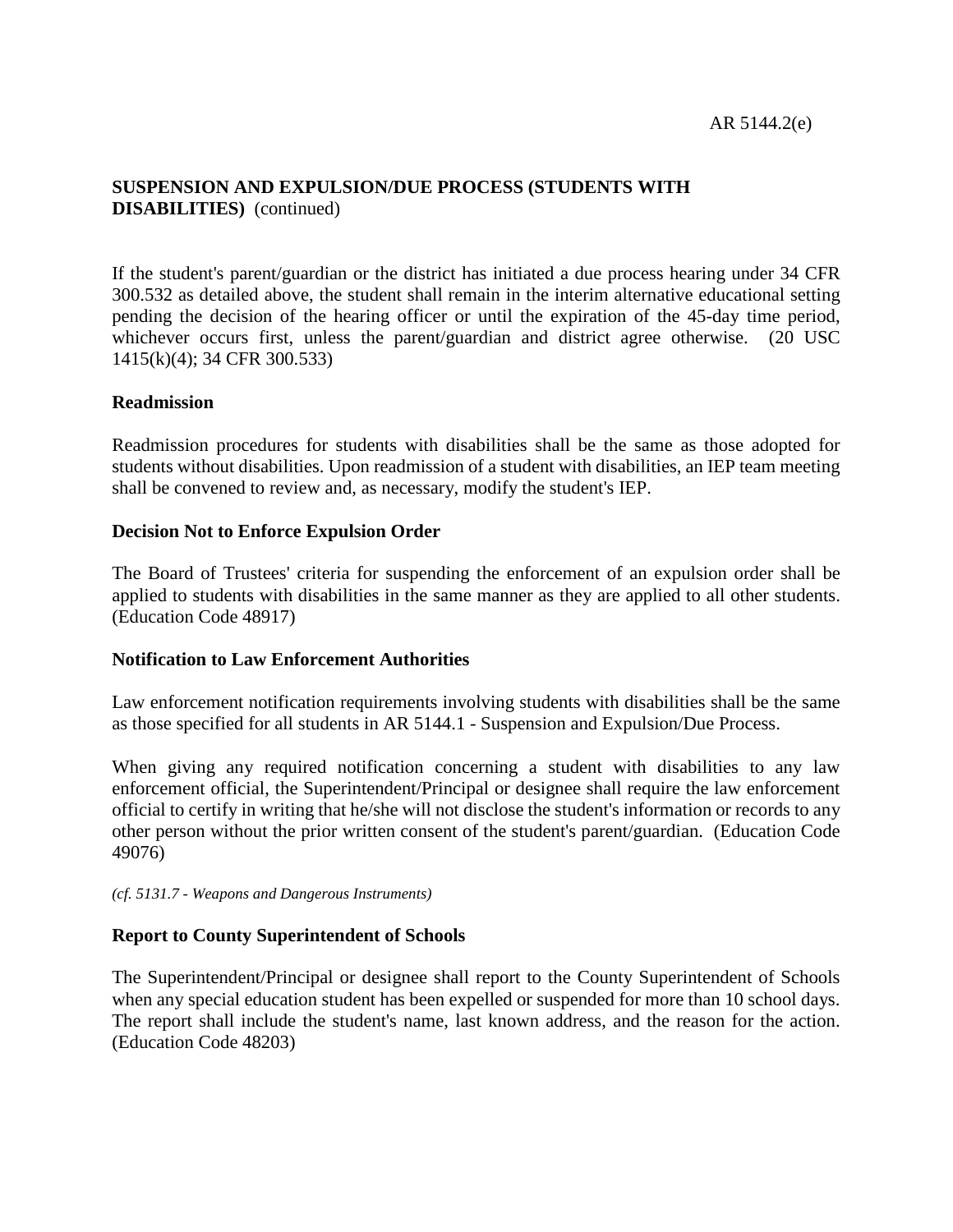**SUSPENSION AND EXPULSION/DUE PROCESS (STUDENTS WITH DISABILITIES)** (continued)

If the student's parent/guardian or the district has initiated a due process hearing under 34 CFR 300.532 as detailed above, the student shall remain in the interim alternative educational setting pending the decision of the hearing officer or until the expiration of the 45-day time period, whichever occurs first, unless the parent/guardian and district agree otherwise. (20 USC 1415(k)(4); 34 CFR 300.533)

**Readmission**

Readmission procedures for students with disabilities shall be the same as those adopted for students without disabilities. Upon readmission of a student with disabilities, an IEP team meeting shall be convened to review and, as necessary, modify the student's IEP.

**Decision Not to Enforce Expulsion Order**

The Board of Trustees' criteria for suspending the enforcement of an expulsion order shall be applied to students with disabilities in the same manner as they are applied to all other students. (Education Code 48917)

**Notification to Law Enforcement Authorities**

Law enforcement notification requirements involving students with disabilities shall be the same as those specified for all students in AR 5144.1 - Suspension and Expulsion/Due Process.

When giving any required notification concerning a student with disabilities to any law enforcement official, the Superintendent/Principal or designee shall require the law enforcement official to certify in writing that he/she will not disclose the student's information or records to any other person without the prior written consent of the student's parent/guardian. (Education Code 49076)

*(cf. 5131.7 - Weapons and Dangerous Instruments)*

**Report to County Superintendent of Schools**

The Superintendent/Principal or designee shall report to the County Superintendent of Schools when any special education student has been expelled or suspended for more than 10 school days. The report shall include the student's name, last known address, and the reason for the action. (Education Code 48203)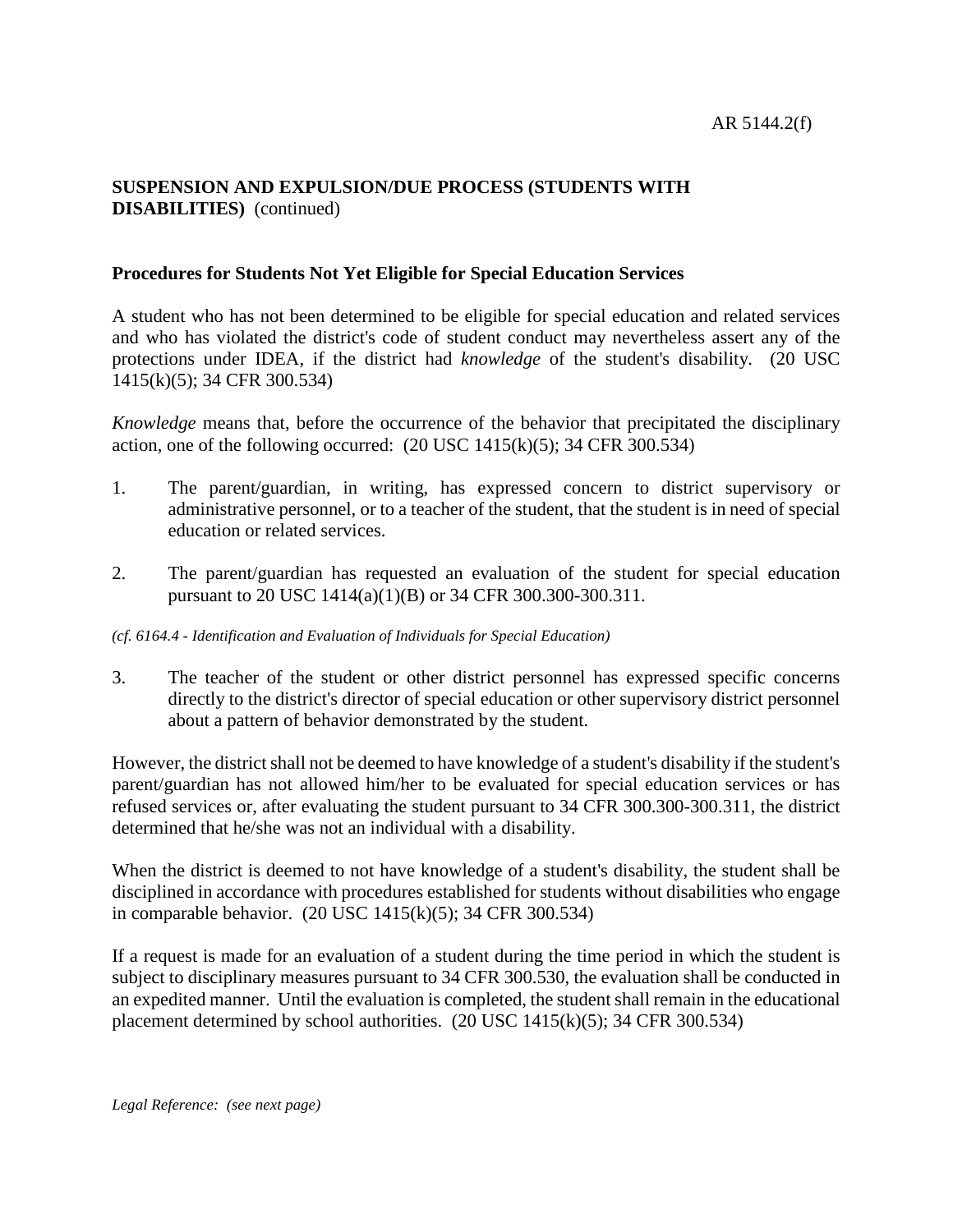**SUSPENSION AND EXPULSION/DUE PROCESS (STUDENTS WITH DISABILITIES)** (continued)

**Procedures for Students Not Yet Eligible for Special Education Services**

A student who has not been determined to be eligible for special education and related services and who has violated the district's code of student conduct may nevertheless assert any of the protections under IDEA, if the district had *knowledge* of the student's disability. (20 USC 1415(k)(5); 34 CFR 300.534)

*Knowledge* means that, before the occurrence of the behavior that precipitated the disciplinary action, one of the following occurred: (20 USC 1415(k)(5); 34 CFR 300.534)

1. The parent/guardian, in writing, has expressed concern to district supervisory or administrative personnel, or to a teacher of the student, that the student is in need of special education or related services.

2. The parent/guardian has requested an evaluation of the student for special education pursuant to 20 USC 1414(a)(1)(B) or 34 CFR 300.300-300.311.

*(cf. 6164.4 - Identification and Evaluation of Individuals for Special Education)*

3. The teacher of the student or other district personnel has expressed specific concerns directly to the district's director of special education or other supervisory district personnel about a pattern of behavior demonstrated by the student.

However, the district shall not be deemed to have knowledge of a student's disability if the student's parent/guardian has not allowed him/her to be evaluated for special education services or has refused services or, after evaluating the student pursuant to 34 CFR 300.300-300.311, the district determined that he/she was not an individual with a disability.

When the district is deemed to not have knowledge of a student's disability, the student shall be disciplined in accordance with procedures established for students without disabilities who engage in comparable behavior. (20 USC 1415(k)(5); 34 CFR 300.534)

If a request is made for an evaluation of a student during the time period in which the student is subject to disciplinary measures pursuant to 34 CFR 300.530, the evaluation shall be conducted in an expedited manner. Until the evaluation is completed, the student shall remain in the educational placement determined by school authorities. (20 USC 1415(k)(5); 34 CFR 300.534)

*Legal Reference: (see next page)*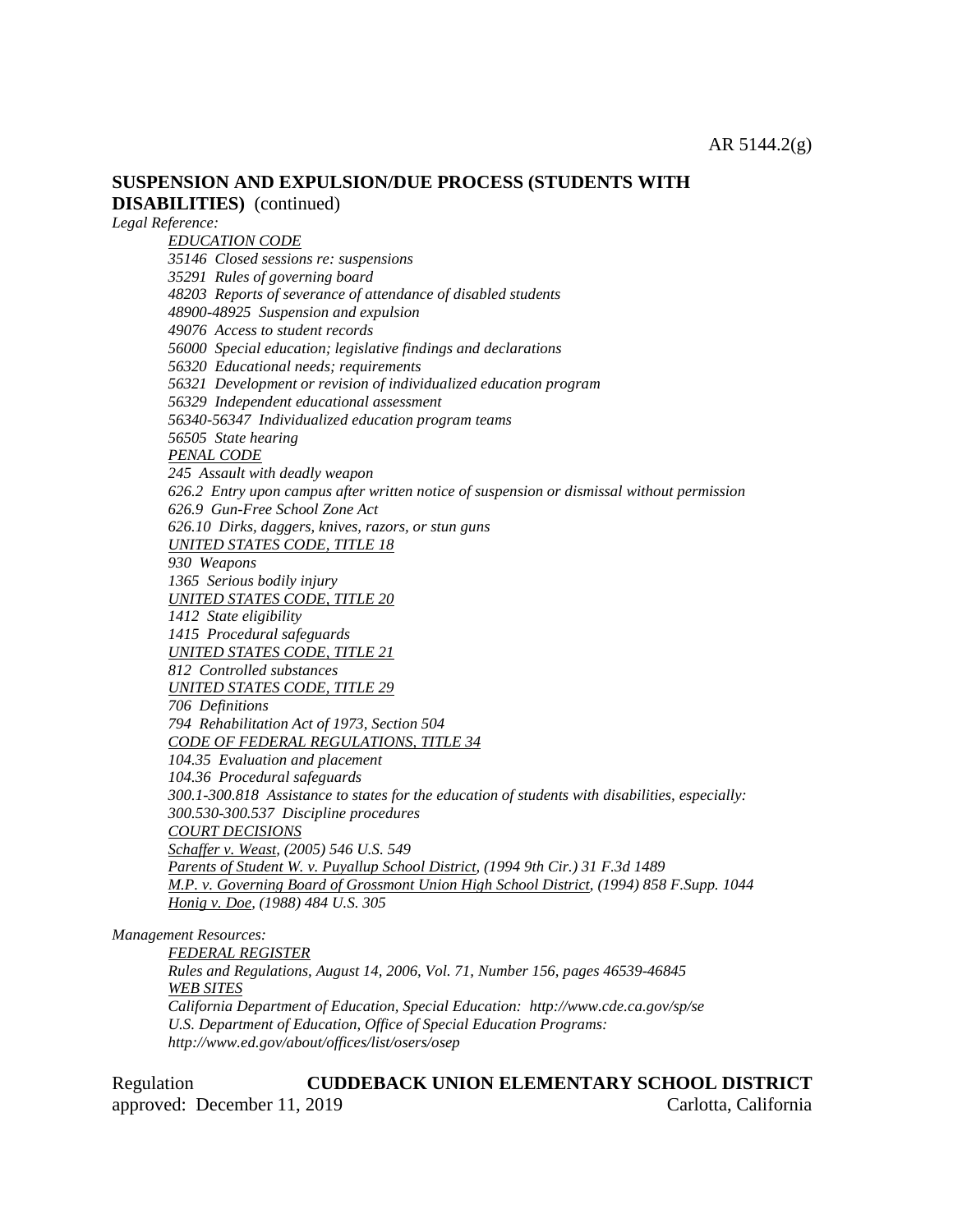## SUSPENSION AND EXPULSION/DUE PROCESS (STUDENTS WITH DISABILITIES) (continued)

*Legal Reference:*

*EDUCATION CODE*
*35146 Closed sessions re: suspensions*
*35291 Rules of governing board*
*48203 Reports of severance of attendance of disabled students*
*48900-48925 Suspension and expulsion*
*49076 Access to student records*
*56000 Special education; legislative findings and declarations*
*56320 Educational needs; requirements*
*56321 Development or revision of individualized education program*
*56329 Independent educational assessment*
*56340-56347 Individualized education program teams*
*56505 State hearing*
*PENAL CODE*
*245 Assault with deadly weapon*
*626.2 Entry upon campus after written notice of suspension or dismissal without permission*
*626.9 Gun-Free School Zone Act*
*626.10 Dirks, daggers, knives, razors, or stun guns*
*UNITED STATES CODE, TITLE 18*
*930 Weapons*
*1365 Serious bodily injury*
*UNITED STATES CODE, TITLE 20*
*1412 State eligibility*
*1415 Procedural safeguards*
*UNITED STATES CODE, TITLE 21*
*812 Controlled substances*
*UNITED STATES CODE, TITLE 29*
*706 Definitions*
*794 Rehabilitation Act of 1973, Section 504*
*CODE OF FEDERAL REGULATIONS, TITLE 34*
*104.35 Evaluation and placement*
*104.36 Procedural safeguards*
*300.1-300.818 Assistance to states for the education of students with disabilities, especially:*
*300.530-300.537 Discipline procedures*
*COURT DECISIONS*
*Schaffer v. Weast, (2005) 546 U.S. 549*
*Parents of Student W. v. Puyallup School District, (1994 9th Cir.) 31 F.3d 1489*
*M.P. v. Governing Board of Grossmont Union High School District, (1994) 858 F.Supp. 1044*
*Honig v. Doe, (1988) 484 U.S. 305*

*Management Resources:*

*FEDERAL REGISTER*
*Rules and Regulations, August 14, 2006, Vol. 71, Number 156, pages 46539-46845*
*WEB SITES*
*California Department of Education, Special Education: http://www.cde.ca.gov/sp/se*
*U.S. Department of Education, Office of Special Education Programs: http://www.ed.gov/about/offices/list/osers/osep*

Regulation **CUDDEBACK UNION ELEMENTARY SCHOOL DISTRICT**
approved: December 11, 2019 Carlotta, California